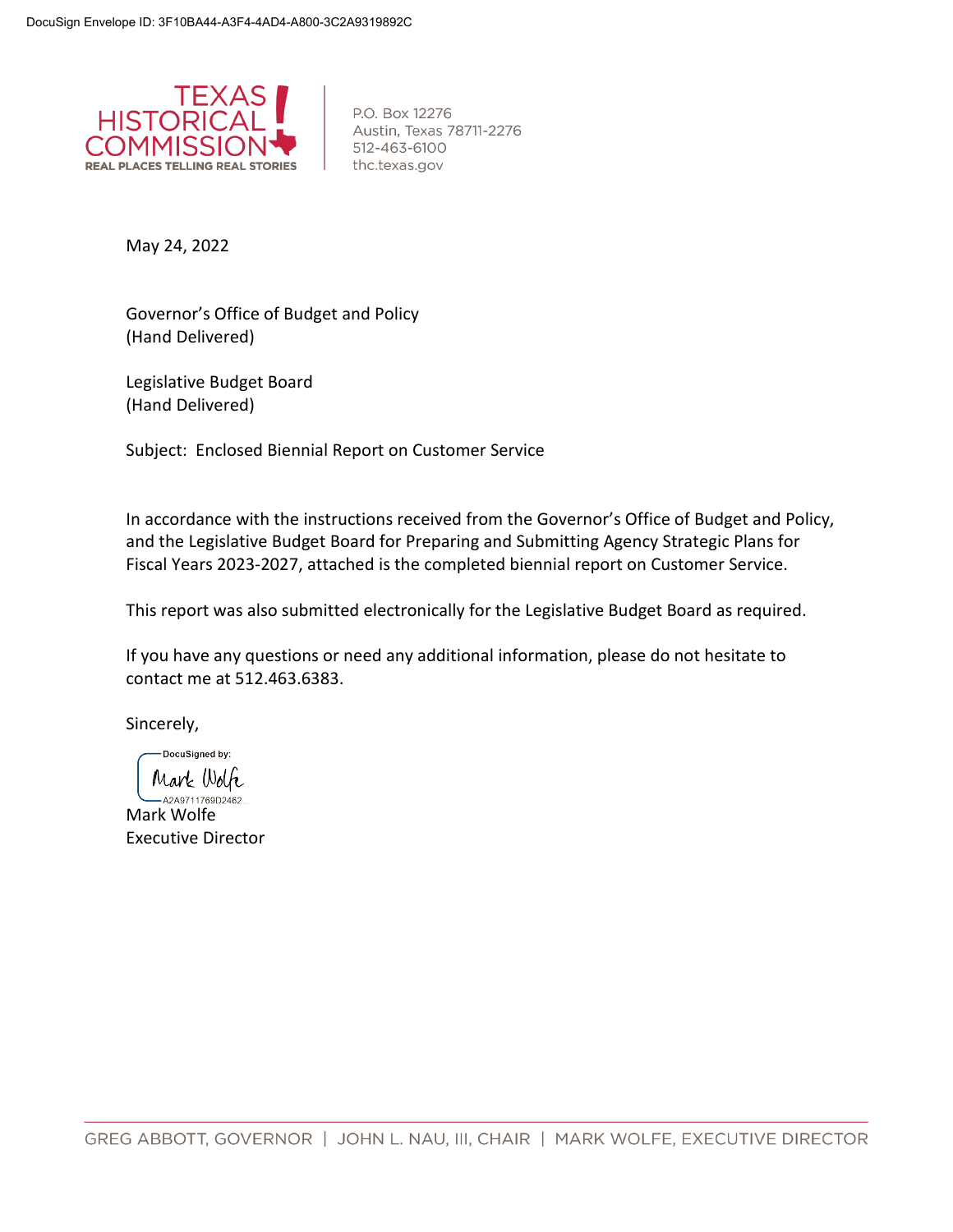DocuSign Envelope ID: 3F10BA44-A3F4-4AD4-A800-3C2A9319892C

TEXAS HISTORICAL COMMISSION
REAL PLACES TELLING REAL STORIES

P.O. Box 12276
Austin, Texas 78711-2276
512-463-6100
thc.texas.gov

May 24, 2022

Governor's Office of Budget and Policy
(Hand Delivered)

Legislative Budget Board
(Hand Delivered)

Subject: Enclosed Biennial Report on Customer Service

In accordance with the instructions received from the Governor's Office of Budget and Policy, and the Legislative Budget Board for Preparing and Submitting Agency Strategic Plans for Fiscal Years 2023-2027, attached is the completed biennial report on Customer Service.

This report was also submitted electronically for the Legislative Budget Board as required.

If you have any questions or need any additional information, please do not hesitate to contact me at 512.463.6383.

Sincerely,

DocuSigned by:
Mark Wolfe
A2A9711769D2462...

Mark Wolfe
Executive Director

GREG ABBOTT, GOVERNOR | JOHN L. NAU, III, CHAIR | MARK WOLFE, EXECUTIVE DIRECTOR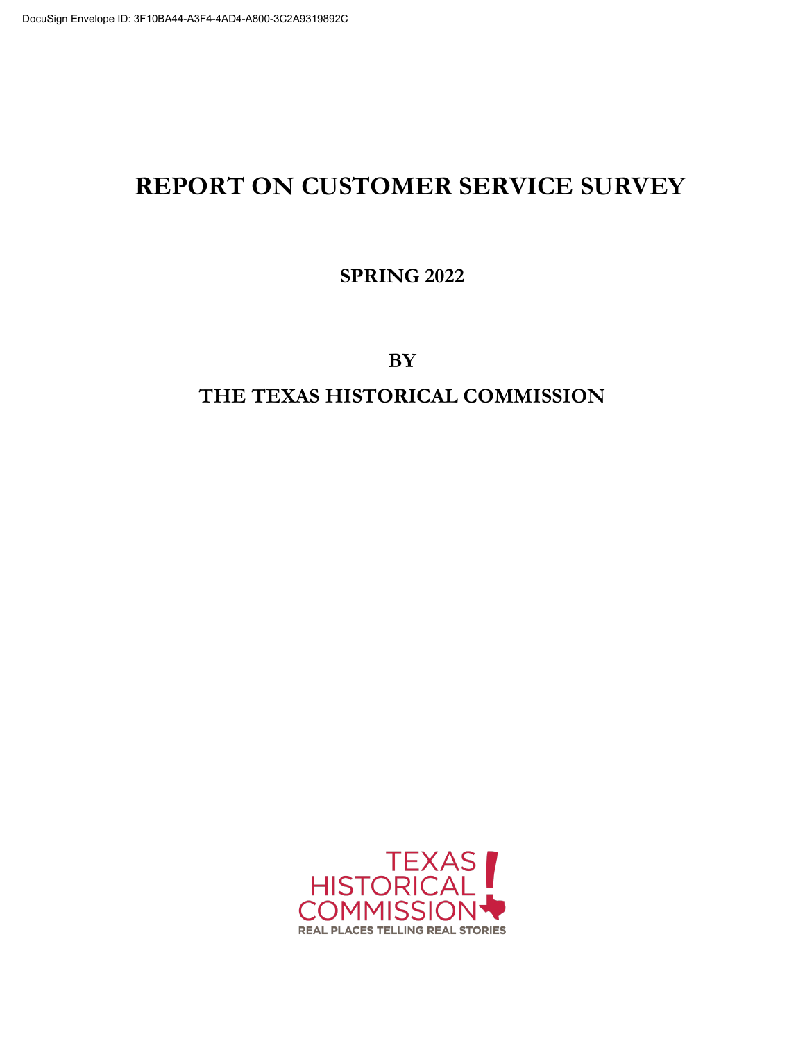# REPORT ON CUSTOMER SERVICE SURVEY

## SPRING 2022

## BY

## THE TEXAS HISTORICAL COMMISSION

TEXAS HISTORICAL COMMISSION

REAL PLACES TELLING REAL STORIES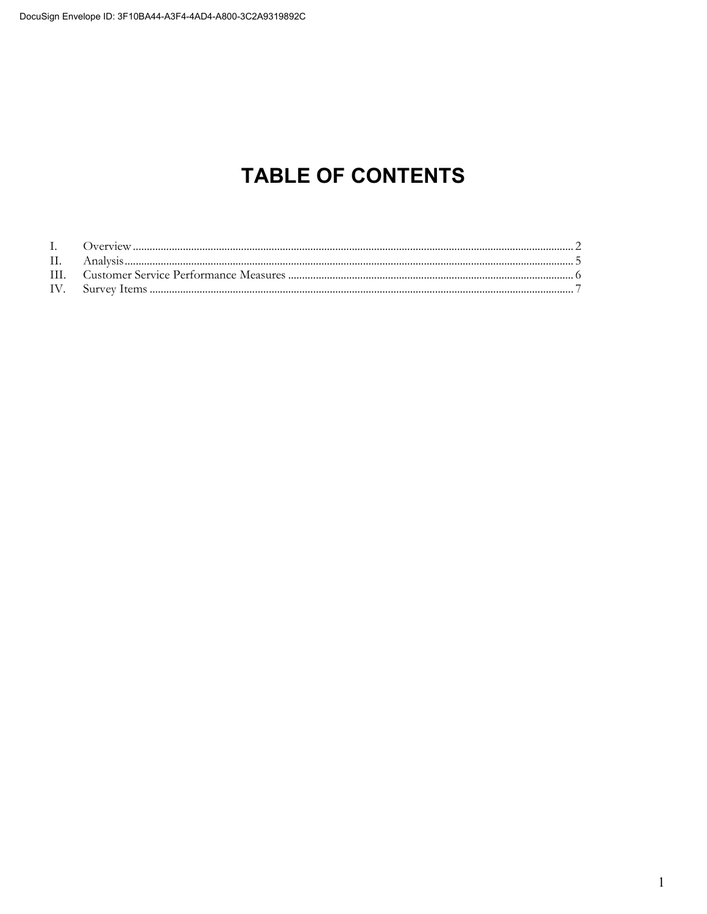# TABLE OF CONTENTS

| | | |
|---|---|---|
| I. | Overview | 2 |
| II. | Analysis | 5 |
| III. | Customer Service Performance Measures | 6 |
| IV. | Survey Items | 7 |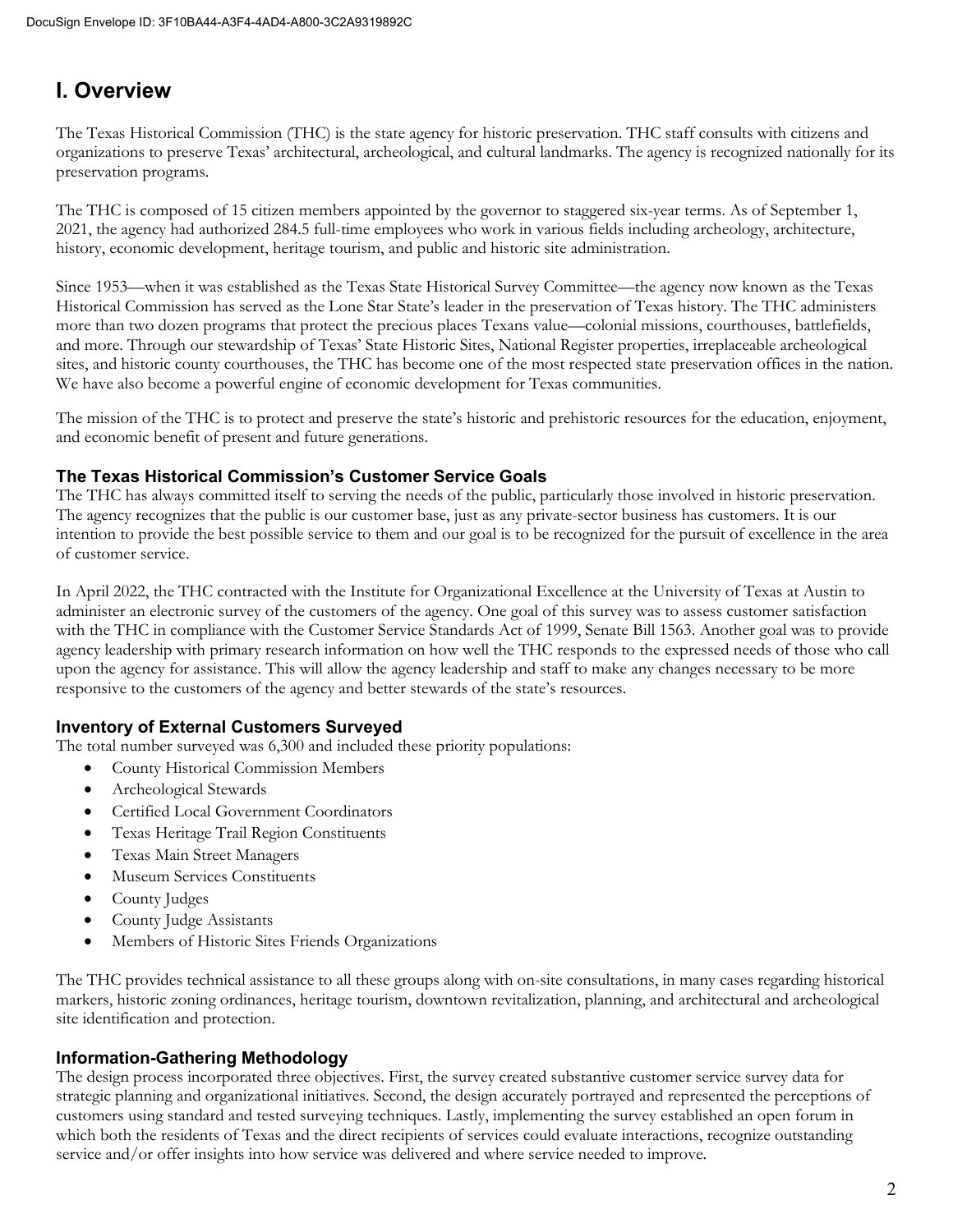# I. Overview

The Texas Historical Commission (THC) is the state agency for historic preservation. THC staff consults with citizens and organizations to preserve Texas' architectural, archeological, and cultural landmarks. The agency is recognized nationally for its preservation programs.

The THC is composed of 15 citizen members appointed by the governor to staggered six-year terms. As of September 1, 2021, the agency had authorized 284.5 full-time employees who work in various fields including archeology, architecture, history, economic development, heritage tourism, and public and historic site administration.

Since 1953—when it was established as the Texas State Historical Survey Committee—the agency now known as the Texas Historical Commission has served as the Lone Star State's leader in the preservation of Texas history. The THC administers more than two dozen programs that protect the precious places Texans value—colonial missions, courthouses, battlefields, and more. Through our stewardship of Texas' State Historic Sites, National Register properties, irreplaceable archeological sites, and historic county courthouses, the THC has become one of the most respected state preservation offices in the nation. We have also become a powerful engine of economic development for Texas communities.

The mission of the THC is to protect and preserve the state's historic and prehistoric resources for the education, enjoyment, and economic benefit of present and future generations.

### The Texas Historical Commission's Customer Service Goals

The THC has always committed itself to serving the needs of the public, particularly those involved in historic preservation. The agency recognizes that the public is our customer base, just as any private-sector business has customers. It is our intention to provide the best possible service to them and our goal is to be recognized for the pursuit of excellence in the area of customer service.

In April 2022, the THC contracted with the Institute for Organizational Excellence at the University of Texas at Austin to administer an electronic survey of the customers of the agency. One goal of this survey was to assess customer satisfaction with the THC in compliance with the Customer Service Standards Act of 1999, Senate Bill 1563. Another goal was to provide agency leadership with primary research information on how well the THC responds to the expressed needs of those who call upon the agency for assistance. This will allow the agency leadership and staff to make any changes necessary to be more responsive to the customers of the agency and better stewards of the state's resources.

### Inventory of External Customers Surveyed

The total number surveyed was 6,300 and included these priority populations:

- County Historical Commission Members
- Archeological Stewards
- Certified Local Government Coordinators
- Texas Heritage Trail Region Constituents
- Texas Main Street Managers
- Museum Services Constituents
- County Judges
- County Judge Assistants
- Members of Historic Sites Friends Organizations

The THC provides technical assistance to all these groups along with on-site consultations, in many cases regarding historical markers, historic zoning ordinances, heritage tourism, downtown revitalization, planning, and architectural and archeological site identification and protection.

### Information-Gathering Methodology

The design process incorporated three objectives. First, the survey created substantive customer service survey data for strategic planning and organizational initiatives. Second, the design accurately portrayed and represented the perceptions of customers using standard and tested surveying techniques. Lastly, implementing the survey established an open forum in which both the residents of Texas and the direct recipients of services could evaluate interactions, recognize outstanding service and/or offer insights into how service was delivered and where service needed to improve.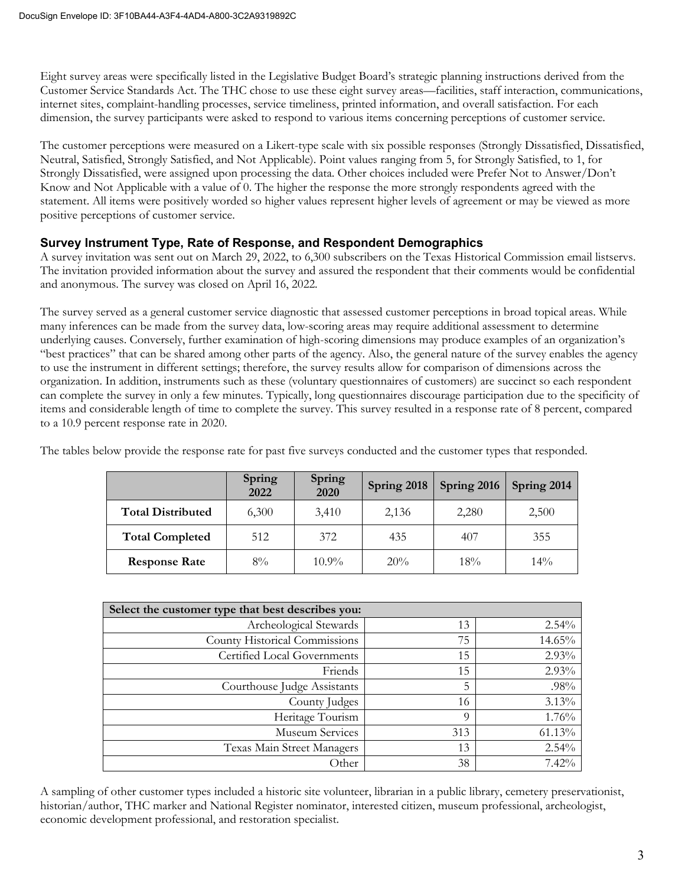Eight survey areas were specifically listed in the Legislative Budget Board's strategic planning instructions derived from the Customer Service Standards Act. The THC chose to use these eight survey areas—facilities, staff interaction, communications, internet sites, complaint-handling processes, service timeliness, printed information, and overall satisfaction. For each dimension, the survey participants were asked to respond to various items concerning perceptions of customer service.

The customer perceptions were measured on a Likert-type scale with six possible responses (Strongly Dissatisfied, Dissatisfied, Neutral, Satisfied, Strongly Satisfied, and Not Applicable). Point values ranging from 5, for Strongly Satisfied, to 1, for Strongly Dissatisfied, were assigned upon processing the data. Other choices included were Prefer Not to Answer/Don't Know and Not Applicable with a value of 0. The higher the response the more strongly respondents agreed with the statement. All items were positively worded so higher values represent higher levels of agreement or may be viewed as more positive perceptions of customer service.

## Survey Instrument Type, Rate of Response, and Respondent Demographics

A survey invitation was sent out on March 29, 2022, to 6,300 subscribers on the Texas Historical Commission email listservs. The invitation provided information about the survey and assured the respondent that their comments would be confidential and anonymous. The survey was closed on April 16, 2022.

The survey served as a general customer service diagnostic that assessed customer perceptions in broad topical areas. While many inferences can be made from the survey data, low-scoring areas may require additional assessment to determine underlying causes. Conversely, further examination of high-scoring dimensions may produce examples of an organization's "best practices" that can be shared among other parts of the agency. Also, the general nature of the survey enables the agency to use the instrument in different settings; therefore, the survey results allow for comparison of dimensions across the organization. In addition, instruments such as these (voluntary questionnaires of customers) are succinct so each respondent can complete the survey in only a few minutes. Typically, long questionnaires discourage participation due to the specificity of items and considerable length of time to complete the survey. This survey resulted in a response rate of 8 percent, compared to a 10.9 percent response rate in 2020.

The tables below provide the response rate for past five surveys conducted and the customer types that responded.

| | Spring 2022 | Spring 2020 | Spring 2018 | Spring 2016 | Spring 2014 |
|---|---|---|---|---|---|
| **Total Distributed** | 6,300 | 3,410 | 2,136 | 2,280 | 2,500 |
| **Total Completed** | 512 | 372 | 435 | 407 | 355 |
| **Response Rate** | 8% | 10.9% | 20% | 18% | 14% |

| Select the customer type that best describes you: | | |
|---|---|---|
| Archeological Stewards | 13 | 2.54% |
| County Historical Commissions | 75 | 14.65% |
| Certified Local Governments | 15 | 2.93% |
| Friends | 15 | 2.93% |
| Courthouse Judge Assistants | 5 | .98% |
| County Judges | 16 | 3.13% |
| Heritage Tourism | 9 | 1.76% |
| Museum Services | 313 | 61.13% |
| Texas Main Street Managers | 13 | 2.54% |
| Other | 38 | 7.42% |

A sampling of other customer types included a historic site volunteer, librarian in a public library, cemetery preservationist, historian/author, THC marker and National Register nominator, interested citizen, museum professional, archeologist, economic development professional, and restoration specialist.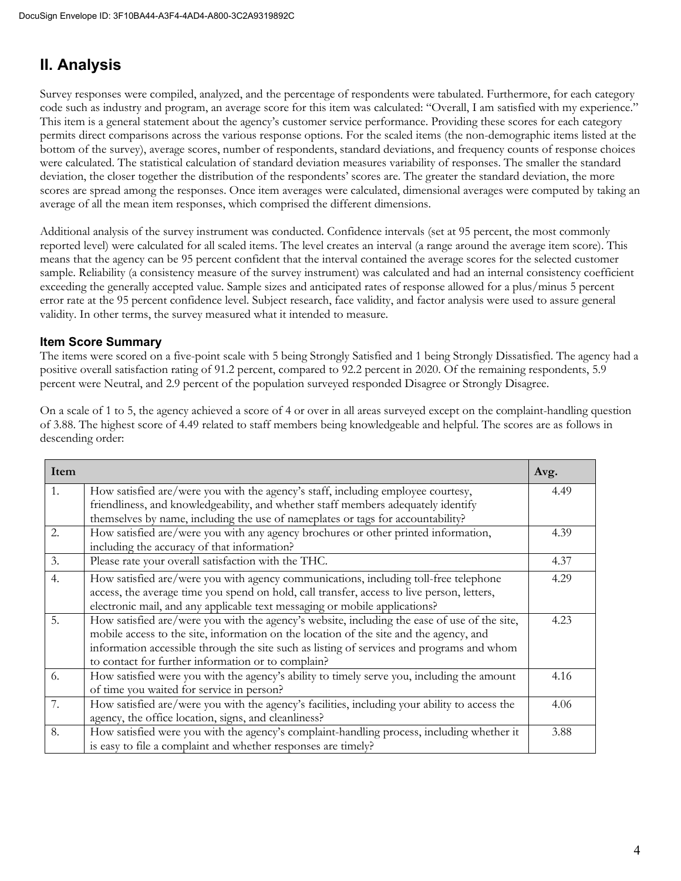## II. Analysis

Survey responses were compiled, analyzed, and the percentage of respondents were tabulated. Furthermore, for each category code such as industry and program, an average score for this item was calculated: "Overall, I am satisfied with my experience." This item is a general statement about the agency's customer service performance. Providing these scores for each category permits direct comparisons across the various response options. For the scaled items (the non-demographic items listed at the bottom of the survey), average scores, number of respondents, standard deviations, and frequency counts of response choices were calculated. The statistical calculation of standard deviation measures variability of responses. The smaller the standard deviation, the closer together the distribution of the respondents' scores are. The greater the standard deviation, the more scores are spread among the responses. Once item averages were calculated, dimensional averages were computed by taking an average of all the mean item responses, which comprised the different dimensions.

Additional analysis of the survey instrument was conducted. Confidence intervals (set at 95 percent, the most commonly reported level) were calculated for all scaled items. The level creates an interval (a range around the average item score). This means that the agency can be 95 percent confident that the interval contained the average scores for the selected customer sample. Reliability (a consistency measure of the survey instrument) was calculated and had an internal consistency coefficient exceeding the generally accepted value. Sample sizes and anticipated rates of response allowed for a plus/minus 5 percent error rate at the 95 percent confidence level. Subject research, face validity, and factor analysis were used to assure general validity. In other terms, the survey measured what it intended to measure.

### Item Score Summary

The items were scored on a five-point scale with 5 being Strongly Satisfied and 1 being Strongly Dissatisfied. The agency had a positive overall satisfaction rating of 91.2 percent, compared to 92.2 percent in 2020. Of the remaining respondents, 5.9 percent were Neutral, and 2.9 percent of the population surveyed responded Disagree or Strongly Disagree.

On a scale of 1 to 5, the agency achieved a score of 4 or over in all areas surveyed except on the complaint-handling question of 3.88. The highest score of 4.49 related to staff members being knowledgeable and helpful. The scores are as follows in descending order:

| Item | | Avg. |
|---|---|---|
| 1. | How satisfied are/were you with the agency's staff, including employee courtesy, friendliness, and knowledgeability, and whether staff members adequately identify themselves by name, including the use of nameplates or tags for accountability? | 4.49 |
| 2. | How satisfied are/were you with any agency brochures or other printed information, including the accuracy of that information? | 4.39 |
| 3. | Please rate your overall satisfaction with the THC. | 4.37 |
| 4. | How satisfied are/were you with agency communications, including toll-free telephone access, the average time you spend on hold, call transfer, access to live person, letters, electronic mail, and any applicable text messaging or mobile applications? | 4.29 |
| 5. | How satisfied are/were you with the agency's website, including the ease of use of the site, mobile access to the site, information on the location of the site and the agency, and information accessible through the site such as listing of services and programs and whom to contact for further information or to complain? | 4.23 |
| 6. | How satisfied were you with the agency's ability to timely serve you, including the amount of time you waited for service in person? | 4.16 |
| 7. | How satisfied are/were you with the agency's facilities, including your ability to access the agency, the office location, signs, and cleanliness? | 4.06 |
| 8. | How satisfied were you with the agency's complaint-handling process, including whether it is easy to file a complaint and whether responses are timely? | 3.88 |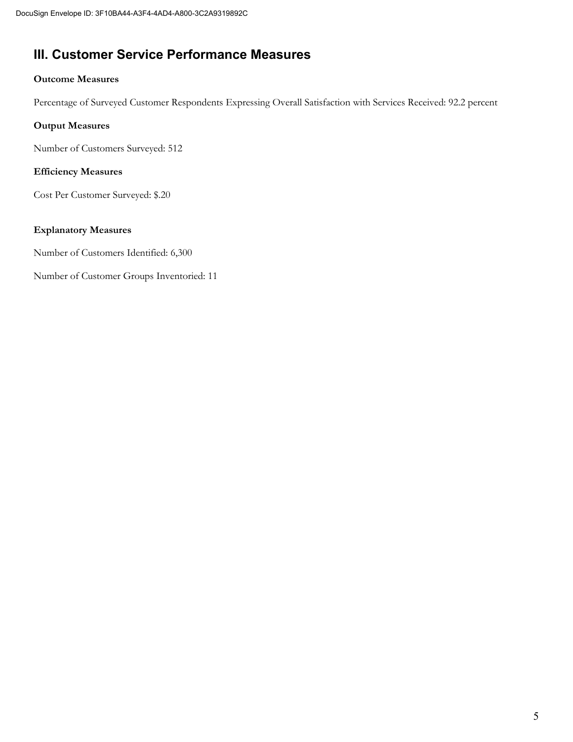## III. Customer Service Performance Measures

**Outcome Measures**

Percentage of Surveyed Customer Respondents Expressing Overall Satisfaction with Services Received: 92.2 percent

**Output Measures**

Number of Customers Surveyed: 512

**Efficiency Measures**

Cost Per Customer Surveyed: $.20

**Explanatory Measures**

Number of Customers Identified: 6,300

Number of Customer Groups Inventoried: 11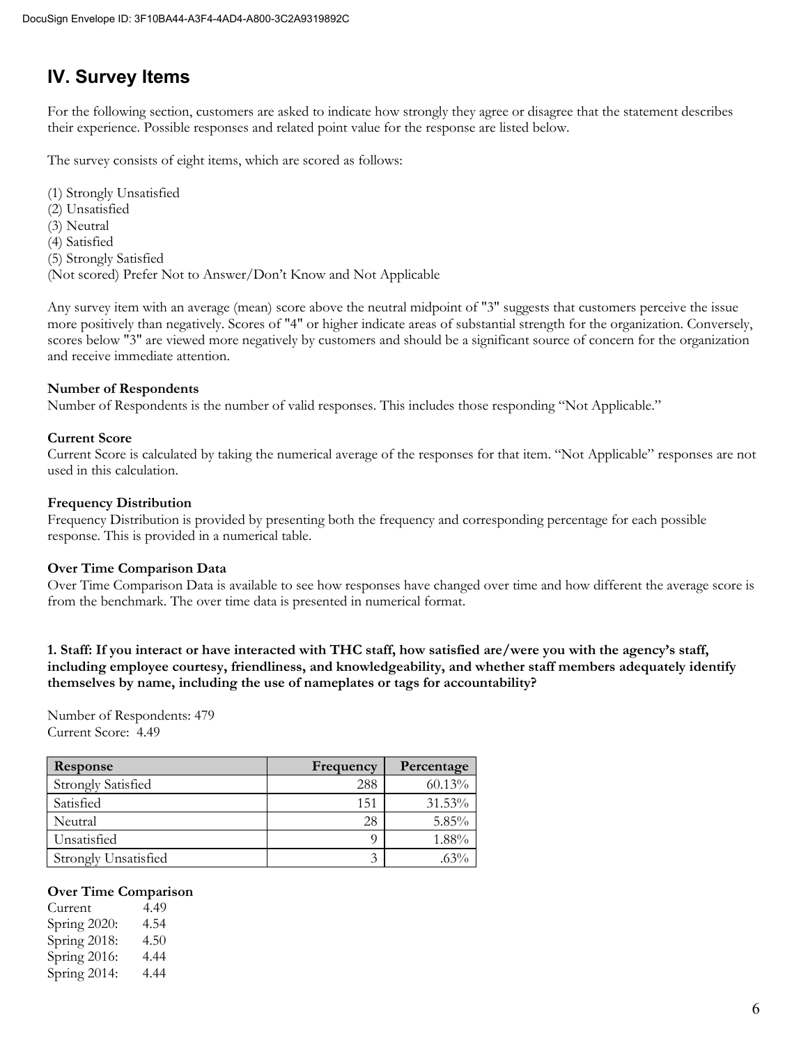## IV. Survey Items

For the following section, customers are asked to indicate how strongly they agree or disagree that the statement describes their experience. Possible responses and related point value for the response are listed below.

The survey consists of eight items, which are scored as follows:

(1) Strongly Unsatisfied
(2) Unsatisfied
(3) Neutral
(4) Satisfied
(5) Strongly Satisfied
(Not scored) Prefer Not to Answer/Don't Know and Not Applicable

Any survey item with an average (mean) score above the neutral midpoint of "3" suggests that customers perceive the issue more positively than negatively. Scores of "4" or higher indicate areas of substantial strength for the organization. Conversely, scores below "3" are viewed more negatively by customers and should be a significant source of concern for the organization and receive immediate attention.

**Number of Respondents**
Number of Respondents is the number of valid responses. This includes those responding "Not Applicable."

**Current Score**
Current Score is calculated by taking the numerical average of the responses for that item. "Not Applicable" responses are not used in this calculation.

**Frequency Distribution**
Frequency Distribution is provided by presenting both the frequency and corresponding percentage for each possible response. This is provided in a numerical table.

**Over Time Comparison Data**
Over Time Comparison Data is available to see how responses have changed over time and how different the average score is from the benchmark. The over time data is presented in numerical format.

**1. Staff: If you interact or have interacted with THC staff, how satisfied are/were you with the agency's staff, including employee courtesy, friendliness, and knowledgeability, and whether staff members adequately identify themselves by name, including the use of nameplates or tags for accountability?**

Number of Respondents: 479
Current Score: 4.49

| Response | Frequency | Percentage |
|---|---|---|
| Strongly Satisfied | 288 | 60.13% |
| Satisfied | 151 | 31.53% |
| Neutral | 28 | 5.85% |
| Unsatisfied | 9 | 1.88% |
| Strongly Unsatisfied | 3 | .63% |

**Over Time Comparison**
Current 4.49
Spring 2020: 4.54
Spring 2018: 4.50
Spring 2016: 4.44
Spring 2014: 4.44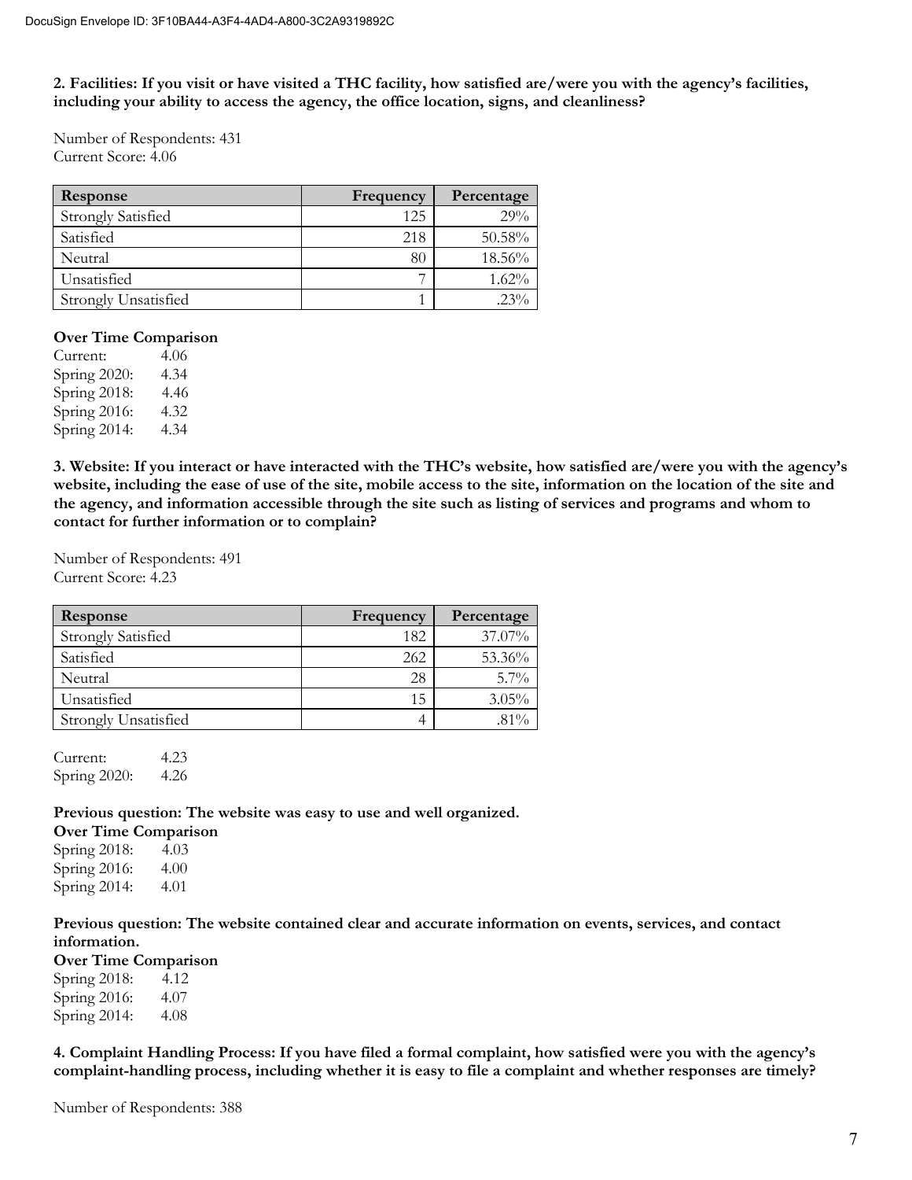**2. Facilities: If you visit or have visited a THC facility, how satisfied are/were you with the agency's facilities, including your ability to access the agency, the office location, signs, and cleanliness?**

Number of Respondents: 431
Current Score: 4.06

| Response | Frequency | Percentage |
|---|---|---|
| Strongly Satisfied | 125 | 29% |
| Satisfied | 218 | 50.58% |
| Neutral | 80 | 18.56% |
| Unsatisfied | 7 | 1.62% |
| Strongly Unsatisfied | 1 | .23% |

**Over Time Comparison**
Current: 4.06
Spring 2020: 4.34
Spring 2018: 4.46
Spring 2016: 4.32
Spring 2014: 4.34

**3. Website: If you interact or have interacted with the THC's website, how satisfied are/were you with the agency's website, including the ease of use of the site, mobile access to the site, information on the location of the site and the agency, and information accessible through the site such as listing of services and programs and whom to contact for further information or to complain?**

Number of Respondents: 491
Current Score: 4.23

| Response | Frequency | Percentage |
|---|---|---|
| Strongly Satisfied | 182 | 37.07% |
| Satisfied | 262 | 53.36% |
| Neutral | 28 | 5.7% |
| Unsatisfied | 15 | 3.05% |
| Strongly Unsatisfied | 4 | .81% |

Current: 4.23
Spring 2020: 4.26

**Previous question: The website was easy to use and well organized.**
**Over Time Comparison**
Spring 2018: 4.03
Spring 2016: 4.00
Spring 2014: 4.01

**Previous question: The website contained clear and accurate information on events, services, and contact information.**
**Over Time Comparison**
Spring 2018: 4.12
Spring 2016: 4.07
Spring 2014: 4.08

**4. Complaint Handling Process: If you have filed a formal complaint, how satisfied were you with the agency's complaint-handling process, including whether it is easy to file a complaint and whether responses are timely?**

Number of Respondents: 388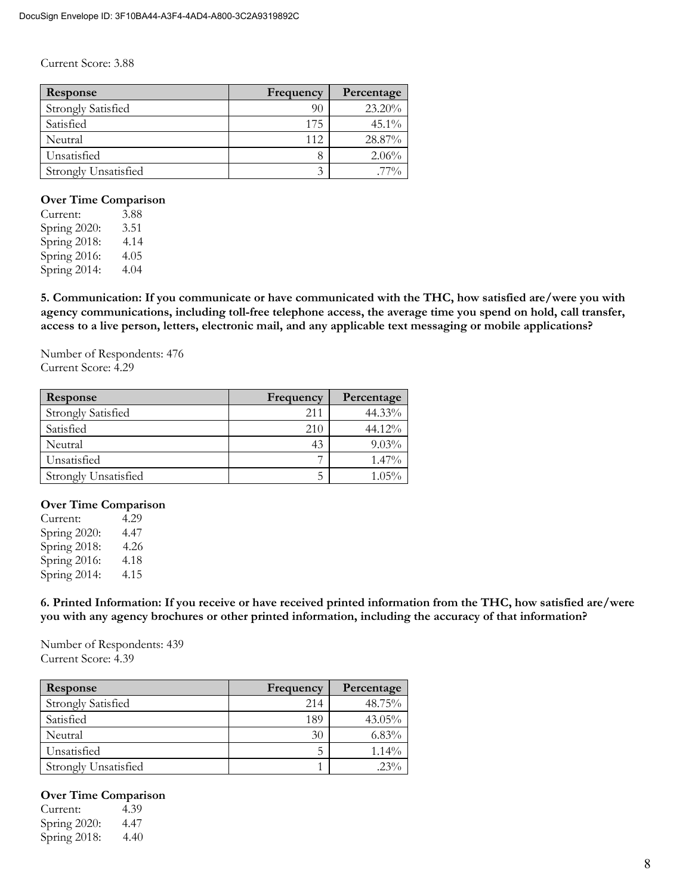Current Score: 3.88

| Response | Frequency | Percentage |
|---|---|---|
| Strongly Satisfied | 90 | 23.20% |
| Satisfied | 175 | 45.1% |
| Neutral | 112 | 28.87% |
| Unsatisfied | 8 | 2.06% |
| Strongly Unsatisfied | 3 | .77% |

**Over Time Comparison**

Current: 3.88
Spring 2020: 3.51
Spring 2018: 4.14
Spring 2016: 4.05
Spring 2014: 4.04

**5. Communication: If you communicate or have communicated with the THC, how satisfied are/were you with agency communications, including toll-free telephone access, the average time you spend on hold, call transfer, access to a live person, letters, electronic mail, and any applicable text messaging or mobile applications?**

Number of Respondents: 476
Current Score: 4.29

| Response | Frequency | Percentage |
|---|---|---|
| Strongly Satisfied | 211 | 44.33% |
| Satisfied | 210 | 44.12% |
| Neutral | 43 | 9.03% |
| Unsatisfied | 7 | 1.47% |
| Strongly Unsatisfied | 5 | 1.05% |

**Over Time Comparison**

Current: 4.29
Spring 2020: 4.47
Spring 2018: 4.26
Spring 2016: 4.18
Spring 2014: 4.15

**6. Printed Information: If you receive or have received printed information from the THC, how satisfied are/were you with any agency brochures or other printed information, including the accuracy of that information?**

Number of Respondents: 439
Current Score: 4.39

| Response | Frequency | Percentage |
|---|---|---|
| Strongly Satisfied | 214 | 48.75% |
| Satisfied | 189 | 43.05% |
| Neutral | 30 | 6.83% |
| Unsatisfied | 5 | 1.14% |
| Strongly Unsatisfied | 1 | .23% |

**Over Time Comparison**

Current: 4.39
Spring 2020: 4.47
Spring 2018: 4.40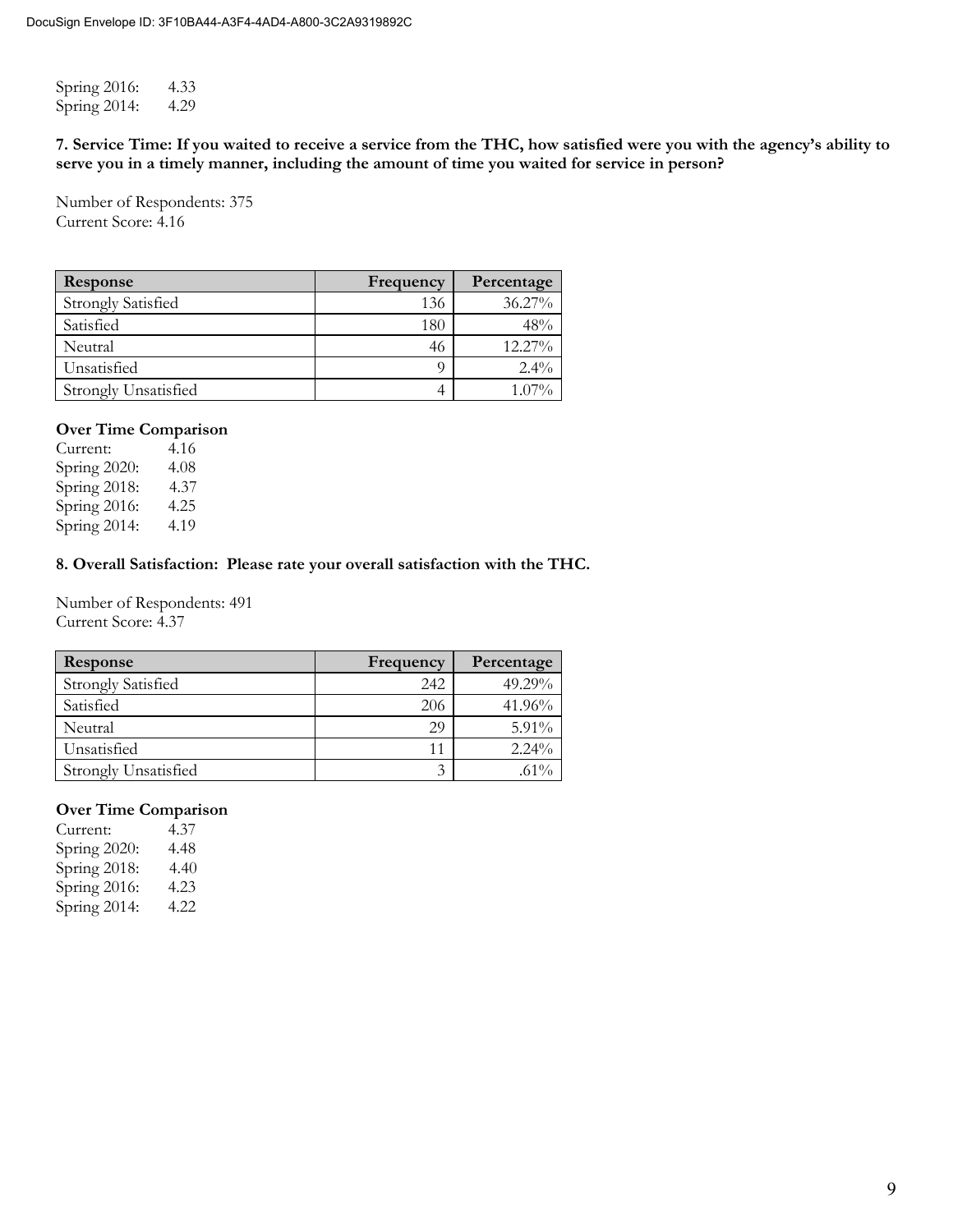Spring 2016: 4.33
Spring 2014: 4.29

**7. Service Time: If you waited to receive a service from the THC, how satisfied were you with the agency's ability to serve you in a timely manner, including the amount of time you waited for service in person?**

Number of Respondents: 375
Current Score: 4.16

| Response | Frequency | Percentage |
|---|---|---|
| Strongly Satisfied | 136 | 36.27% |
| Satisfied | 180 | 48% |
| Neutral | 46 | 12.27% |
| Unsatisfied | 9 | 2.4% |
| Strongly Unsatisfied | 4 | 1.07% |

**Over Time Comparison**

Current: 4.16
Spring 2020: 4.08
Spring 2018: 4.37
Spring 2016: 4.25
Spring 2014: 4.19

**8. Overall Satisfaction: Please rate your overall satisfaction with the THC.**

Number of Respondents: 491
Current Score: 4.37

| Response | Frequency | Percentage |
|---|---|---|
| Strongly Satisfied | 242 | 49.29% |
| Satisfied | 206 | 41.96% |
| Neutral | 29 | 5.91% |
| Unsatisfied | 11 | 2.24% |
| Strongly Unsatisfied | 3 | .61% |

**Over Time Comparison**

Current: 4.37
Spring 2020: 4.48
Spring 2018: 4.40
Spring 2016: 4.23
Spring 2014: 4.22